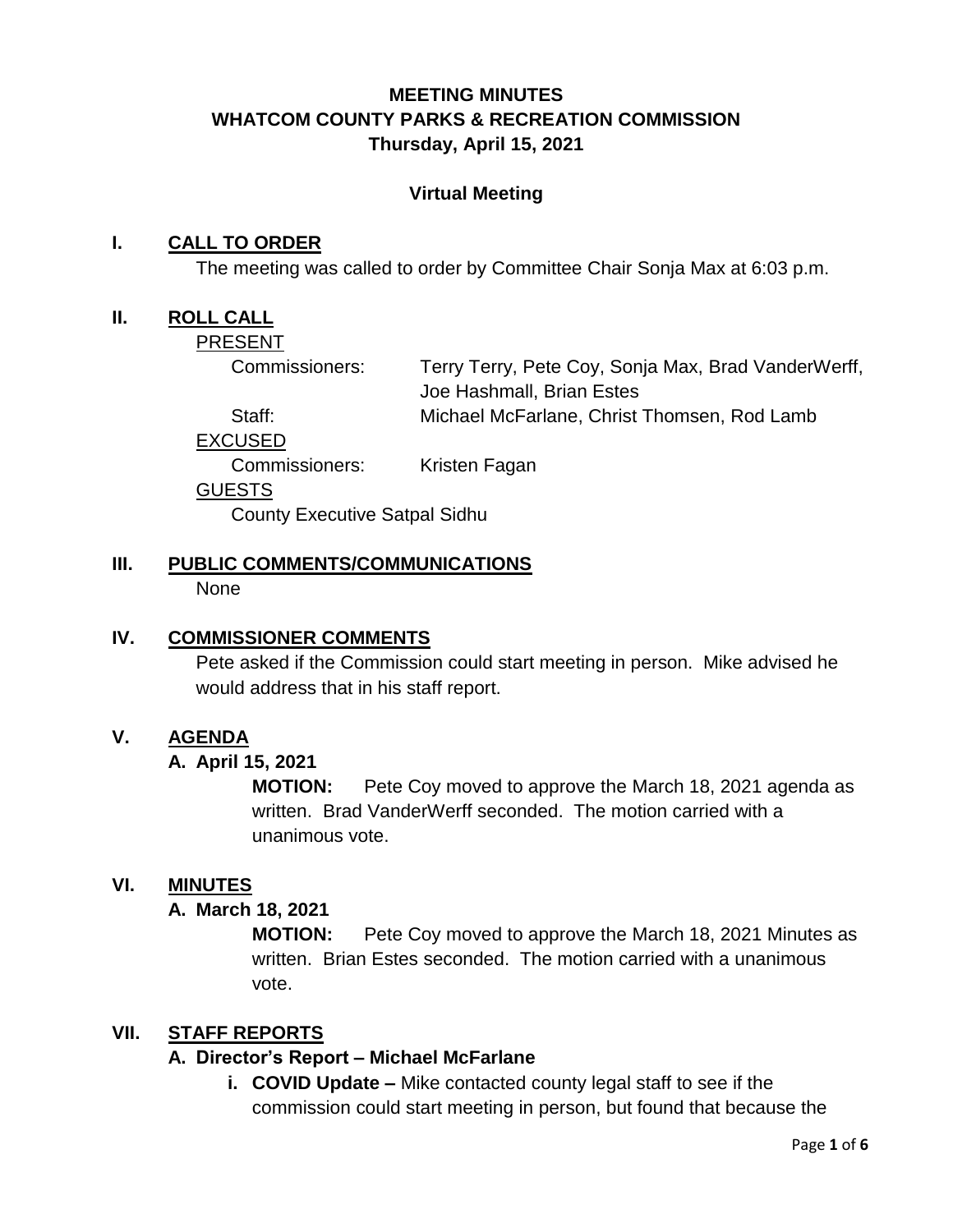# MEETING MINUTES
# WHATCOM COUNTY PARKS & RECREATION COMMISSION
# Thursday, April 15, 2021

**Virtual Meeting**

## I. CALL TO ORDER

The meeting was called to order by Committee Chair Sonja Max at 6:03 p.m.

## II. ROLL CALL

PRESENT

| | |
|---|---|
| Commissioners: | Terry Terry, Pete Coy, Sonja Max, Brad VanderWerff, Joe Hashmall, Brian Estes |
| Staff: | Michael McFarlane, Christ Thomsen, Rod Lamb |

EXCUSED

| | |
|---|---|
| Commissioners: | Kristen Fagan |

GUESTS

County Executive Satpal Sidhu

## III. PUBLIC COMMENTS/COMMUNICATIONS

None

## IV. COMMISSIONER COMMENTS

Pete asked if the Commission could start meeting in person. Mike advised he would address that in his staff report.

## V. AGENDA

### A. April 15, 2021

**MOTION:** Pete Coy moved to approve the March 18, 2021 agenda as written. Brad VanderWerff seconded. The motion carried with a unanimous vote.

## VI. MINUTES

### A. March 18, 2021

**MOTION:** Pete Coy moved to approve the March 18, 2021 Minutes as written. Brian Estes seconded. The motion carried with a unanimous vote.

## VII. STAFF REPORTS

### A. Director's Report – Michael McFarlane

**i. COVID Update –** Mike contacted county legal staff to see if the commission could start meeting in person, but found that because the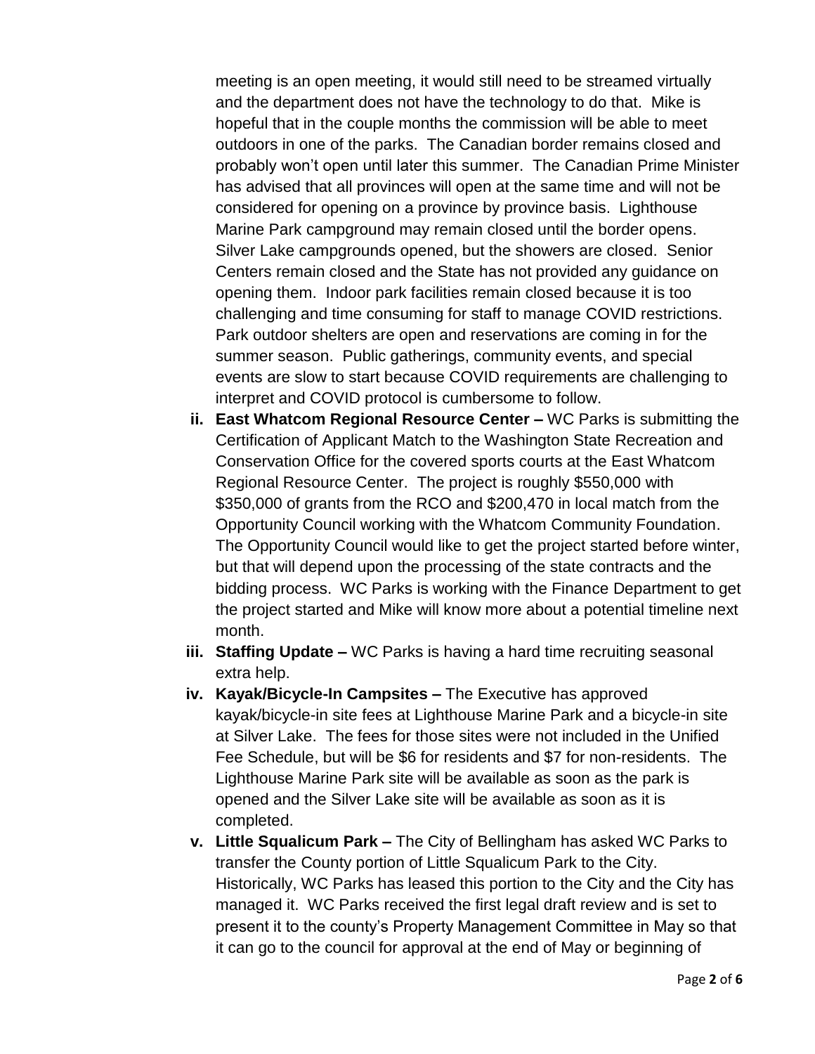meeting is an open meeting, it would still need to be streamed virtually and the department does not have the technology to do that. Mike is hopeful that in the couple months the commission will be able to meet outdoors in one of the parks. The Canadian border remains closed and probably won't open until later this summer. The Canadian Prime Minister has advised that all provinces will open at the same time and will not be considered for opening on a province by province basis. Lighthouse Marine Park campground may remain closed until the border opens. Silver Lake campgrounds opened, but the showers are closed. Senior Centers remain closed and the State has not provided any guidance on opening them. Indoor park facilities remain closed because it is too challenging and time consuming for staff to manage COVID restrictions. Park outdoor shelters are open and reservations are coming in for the summer season. Public gatherings, community events, and special events are slow to start because COVID requirements are challenging to interpret and COVID protocol is cumbersome to follow.

ii. **East Whatcom Regional Resource Center –** WC Parks is submitting the Certification of Applicant Match to the Washington State Recreation and Conservation Office for the covered sports courts at the East Whatcom Regional Resource Center. The project is roughly $550,000 with $350,000 of grants from the RCO and $200,470 in local match from the Opportunity Council working with the Whatcom Community Foundation. The Opportunity Council would like to get the project started before winter, but that will depend upon the processing of the state contracts and the bidding process. WC Parks is working with the Finance Department to get the project started and Mike will know more about a potential timeline next month.

iii. **Staffing Update –** WC Parks is having a hard time recruiting seasonal extra help.

iv. **Kayak/Bicycle-In Campsites –** The Executive has approved kayak/bicycle-in site fees at Lighthouse Marine Park and a bicycle-in site at Silver Lake. The fees for those sites were not included in the Unified Fee Schedule, but will be $6 for residents and $7 for non-residents. The Lighthouse Marine Park site will be available as soon as the park is opened and the Silver Lake site will be available as soon as it is completed.

v. **Little Squalicum Park –** The City of Bellingham has asked WC Parks to transfer the County portion of Little Squalicum Park to the City. Historically, WC Parks has leased this portion to the City and the City has managed it. WC Parks received the first legal draft review and is set to present it to the county's Property Management Committee in May so that it can go to the council for approval at the end of May or beginning of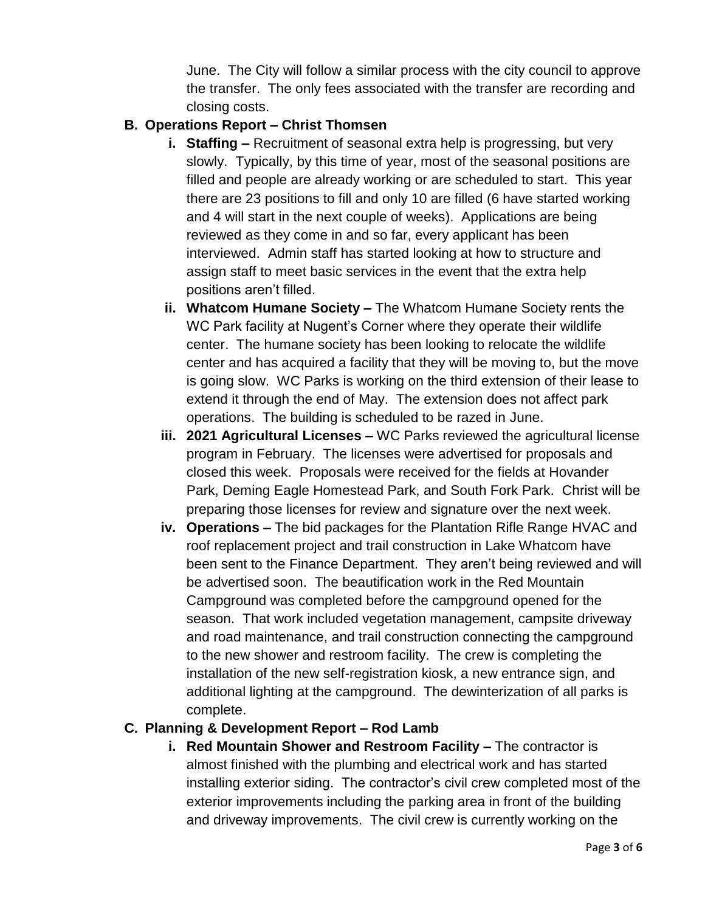June. The City will follow a similar process with the city council to approve the transfer. The only fees associated with the transfer are recording and closing costs.

**B. Operations Report – Christ Thomsen**

- **i. Staffing –** Recruitment of seasonal extra help is progressing, but very slowly. Typically, by this time of year, most of the seasonal positions are filled and people are already working or are scheduled to start. This year there are 23 positions to fill and only 10 are filled (6 have started working and 4 will start in the next couple of weeks). Applications are being reviewed as they come in and so far, every applicant has been interviewed. Admin staff has started looking at how to structure and assign staff to meet basic services in the event that the extra help positions aren't filled.
- **ii. Whatcom Humane Society –** The Whatcom Humane Society rents the WC Park facility at Nugent's Corner where they operate their wildlife center. The humane society has been looking to relocate the wildlife center and has acquired a facility that they will be moving to, but the move is going slow. WC Parks is working on the third extension of their lease to extend it through the end of May. The extension does not affect park operations. The building is scheduled to be razed in June.
- **iii. 2021 Agricultural Licenses –** WC Parks reviewed the agricultural license program in February. The licenses were advertised for proposals and closed this week. Proposals were received for the fields at Hovander Park, Deming Eagle Homestead Park, and South Fork Park. Christ will be preparing those licenses for review and signature over the next week.
- **iv. Operations –** The bid packages for the Plantation Rifle Range HVAC and roof replacement project and trail construction in Lake Whatcom have been sent to the Finance Department. They aren't being reviewed and will be advertised soon. The beautification work in the Red Mountain Campground was completed before the campground opened for the season. That work included vegetation management, campsite driveway and road maintenance, and trail construction connecting the campground to the new shower and restroom facility. The crew is completing the installation of the new self-registration kiosk, a new entrance sign, and additional lighting at the campground. The dewinterization of all parks is complete.

**C. Planning & Development Report – Rod Lamb**

- **i. Red Mountain Shower and Restroom Facility –** The contractor is almost finished with the plumbing and electrical work and has started installing exterior siding. The contractor's civil crew completed most of the exterior improvements including the parking area in front of the building and driveway improvements. The civil crew is currently working on the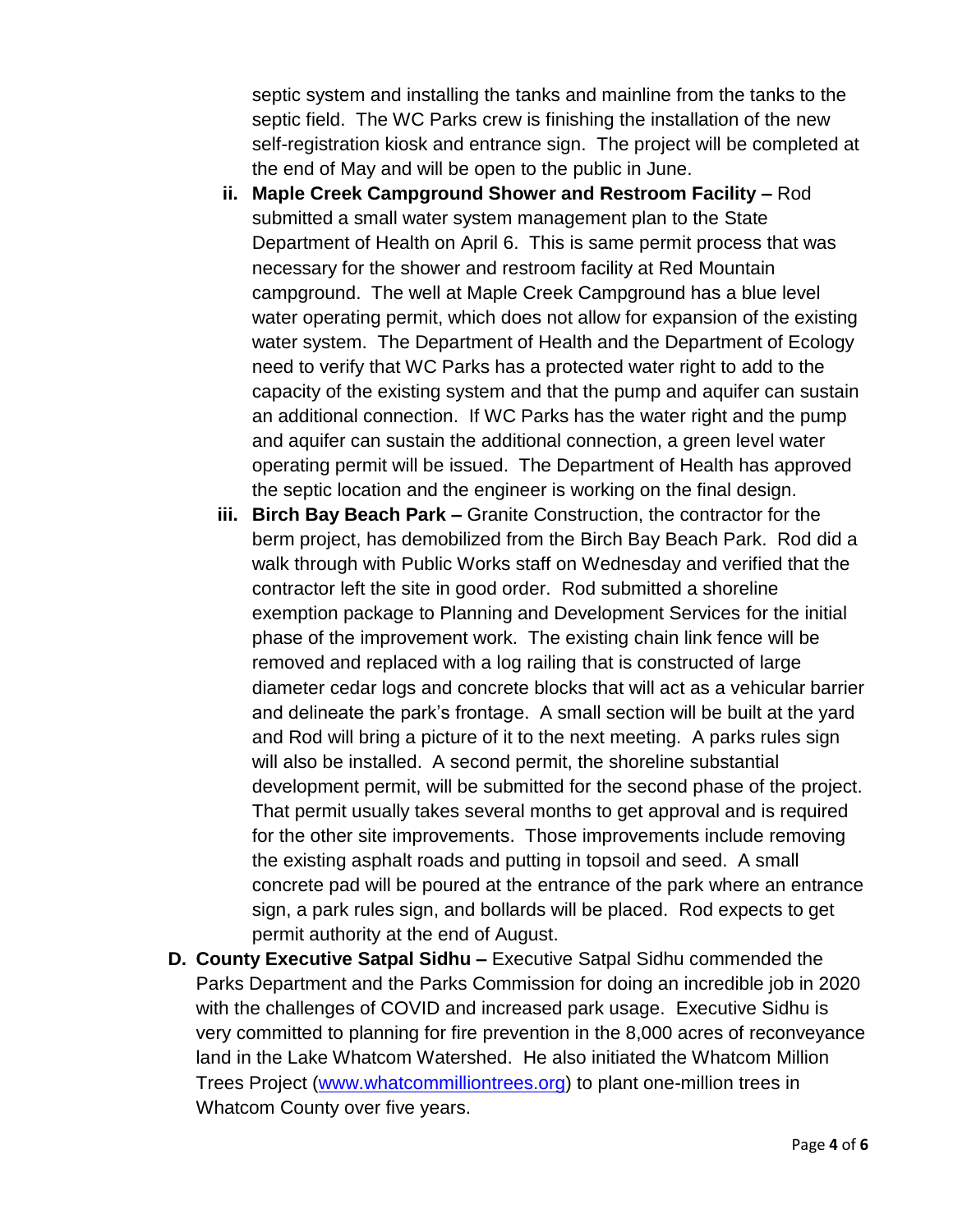septic system and installing the tanks and mainline from the tanks to the septic field. The WC Parks crew is finishing the installation of the new self-registration kiosk and entrance sign. The project will be completed at the end of May and will be open to the public in June.

ii. **Maple Creek Campground Shower and Restroom Facility –** Rod submitted a small water system management plan to the State Department of Health on April 6. This is same permit process that was necessary for the shower and restroom facility at Red Mountain campground. The well at Maple Creek Campground has a blue level water operating permit, which does not allow for expansion of the existing water system. The Department of Health and the Department of Ecology need to verify that WC Parks has a protected water right to add to the capacity of the existing system and that the pump and aquifer can sustain an additional connection. If WC Parks has the water right and the pump and aquifer can sustain the additional connection, a green level water operating permit will be issued. The Department of Health has approved the septic location and the engineer is working on the final design.

iii. **Birch Bay Beach Park –** Granite Construction, the contractor for the berm project, has demobilized from the Birch Bay Beach Park. Rod did a walk through with Public Works staff on Wednesday and verified that the contractor left the site in good order. Rod submitted a shoreline exemption package to Planning and Development Services for the initial phase of the improvement work. The existing chain link fence will be removed and replaced with a log railing that is constructed of large diameter cedar logs and concrete blocks that will act as a vehicular barrier and delineate the park's frontage. A small section will be built at the yard and Rod will bring a picture of it to the next meeting. A parks rules sign will also be installed. A second permit, the shoreline substantial development permit, will be submitted for the second phase of the project. That permit usually takes several months to get approval and is required for the other site improvements. Those improvements include removing the existing asphalt roads and putting in topsoil and seed. A small concrete pad will be poured at the entrance of the park where an entrance sign, a park rules sign, and bollards will be placed. Rod expects to get permit authority at the end of August.

**D. County Executive Satpal Sidhu –** Executive Satpal Sidhu commended the Parks Department and the Parks Commission for doing an incredible job in 2020 with the challenges of COVID and increased park usage. Executive Sidhu is very committed to planning for fire prevention in the 8,000 acres of reconveyance land in the Lake Whatcom Watershed. He also initiated the Whatcom Million Trees Project (www.whatcommilliontrees.org) to plant one-million trees in Whatcom County over five years.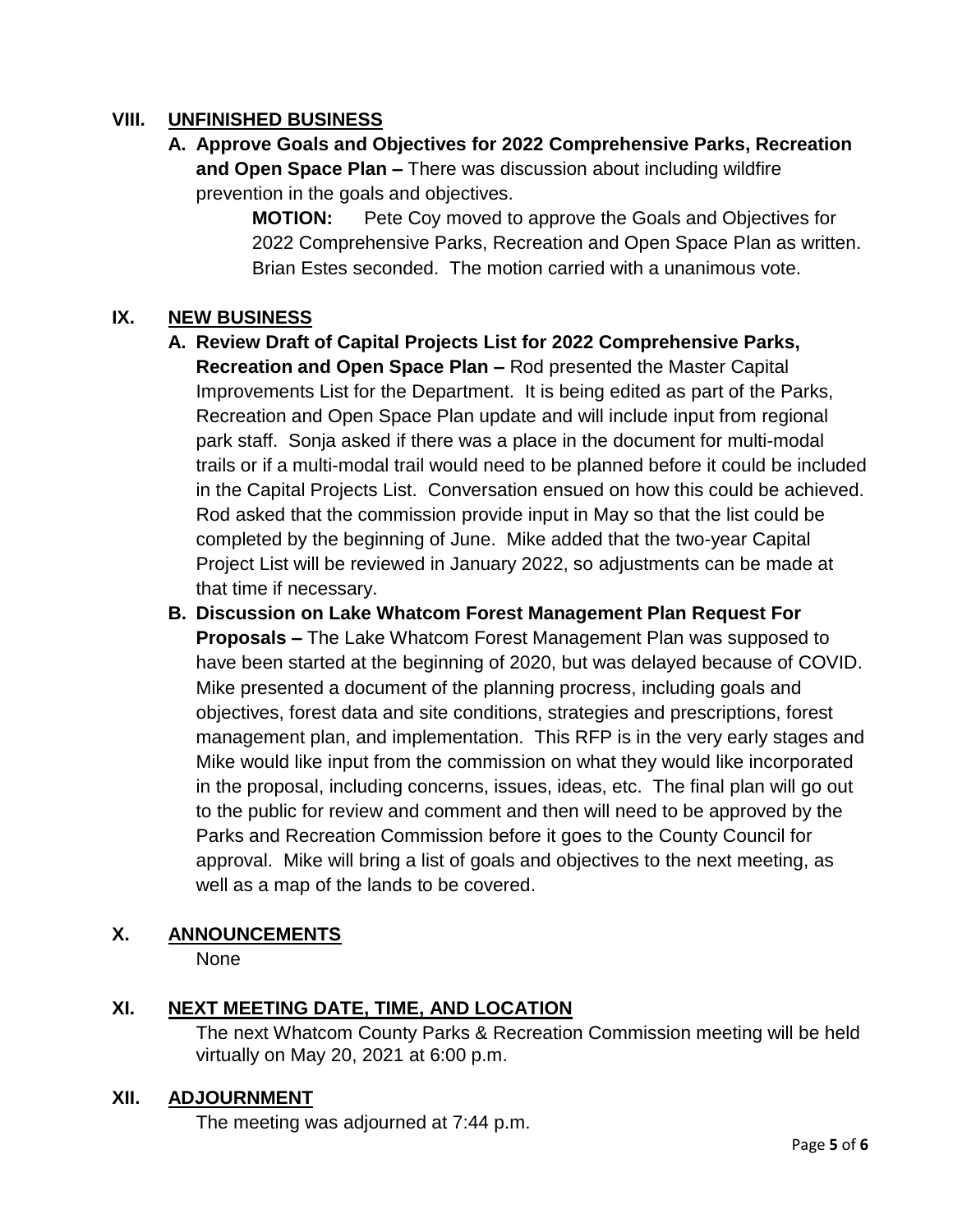## VIII. UNFINISHED BUSINESS

**A. Approve Goals and Objectives for 2022 Comprehensive Parks, Recreation and Open Space Plan –** There was discussion about including wildfire prevention in the goals and objectives.

> **MOTION:** Pete Coy moved to approve the Goals and Objectives for 2022 Comprehensive Parks, Recreation and Open Space Plan as written. Brian Estes seconded. The motion carried with a unanimous vote.

## IX. NEW BUSINESS

**A. Review Draft of Capital Projects List for 2022 Comprehensive Parks, Recreation and Open Space Plan –** Rod presented the Master Capital Improvements List for the Department. It is being edited as part of the Parks, Recreation and Open Space Plan update and will include input from regional park staff. Sonja asked if there was a place in the document for multi-modal trails or if a multi-modal trail would need to be planned before it could be included in the Capital Projects List. Conversation ensued on how this could be achieved. Rod asked that the commission provide input in May so that the list could be completed by the beginning of June. Mike added that the two-year Capital Project List will be reviewed in January 2022, so adjustments can be made at that time if necessary.

**B. Discussion on Lake Whatcom Forest Management Plan Request For Proposals –** The Lake Whatcom Forest Management Plan was supposed to have been started at the beginning of 2020, but was delayed because of COVID. Mike presented a document of the planning procress, including goals and objectives, forest data and site conditions, strategies and prescriptions, forest management plan, and implementation. This RFP is in the very early stages and Mike would like input from the commission on what they would like incorporated in the proposal, including concerns, issues, ideas, etc. The final plan will go out to the public for review and comment and then will need to be approved by the Parks and Recreation Commission before it goes to the County Council for approval. Mike will bring a list of goals and objectives to the next meeting, as well as a map of the lands to be covered.

## X. ANNOUNCEMENTS

None

## XI. NEXT MEETING DATE, TIME, AND LOCATION

The next Whatcom County Parks & Recreation Commission meeting will be held virtually on May 20, 2021 at 6:00 p.m.

## XII. ADJOURNMENT

The meeting was adjourned at 7:44 p.m.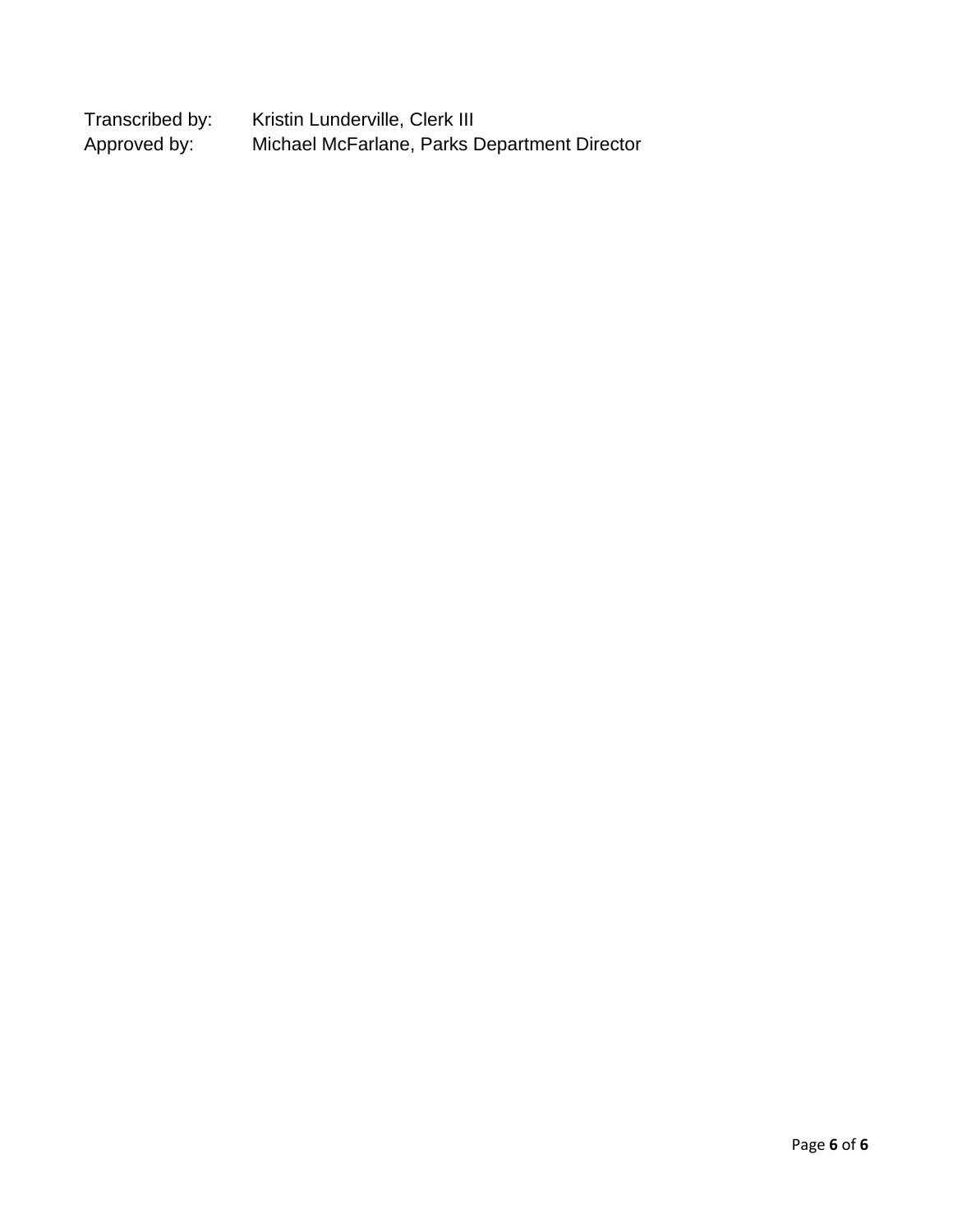Transcribed by: Kristin Lunderville, Clerk III
Approved by: Michael McFarlane, Parks Department Director